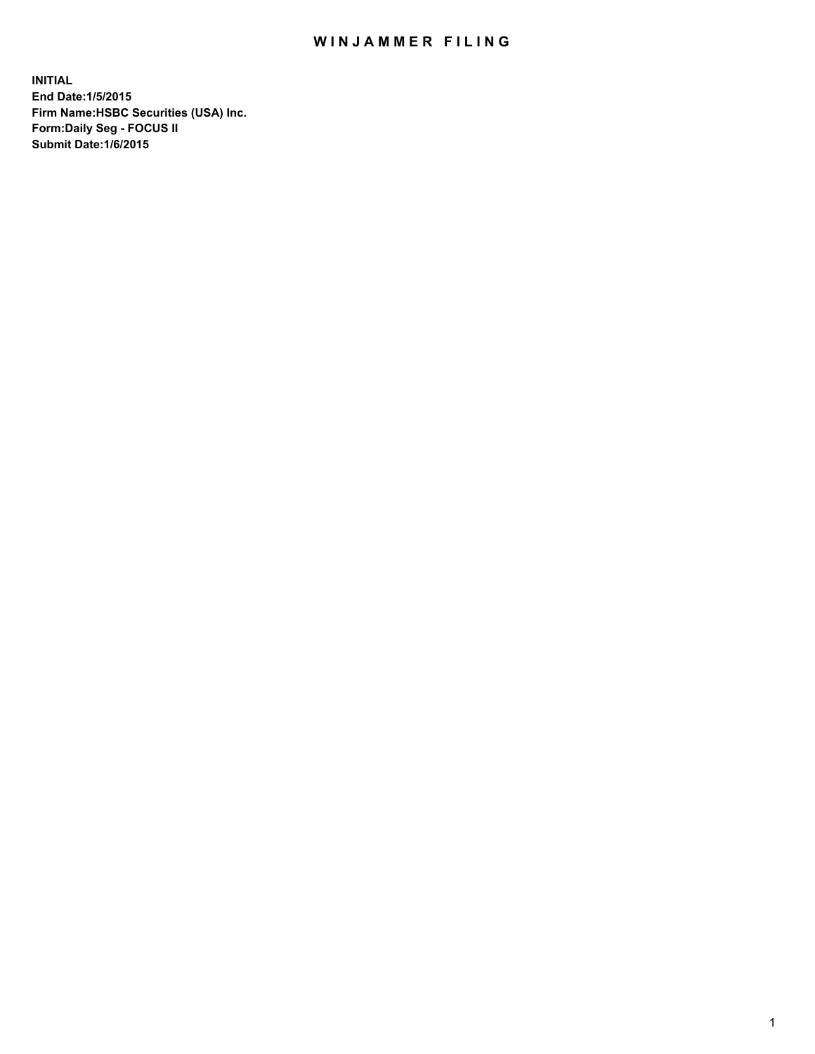# WINJAMMER FILING

**INITIAL**
**End Date:1/5/2015**
**Firm Name:HSBC Securities (USA) Inc.**
**Form:Daily Seg - FOCUS II**
**Submit Date:1/6/2015**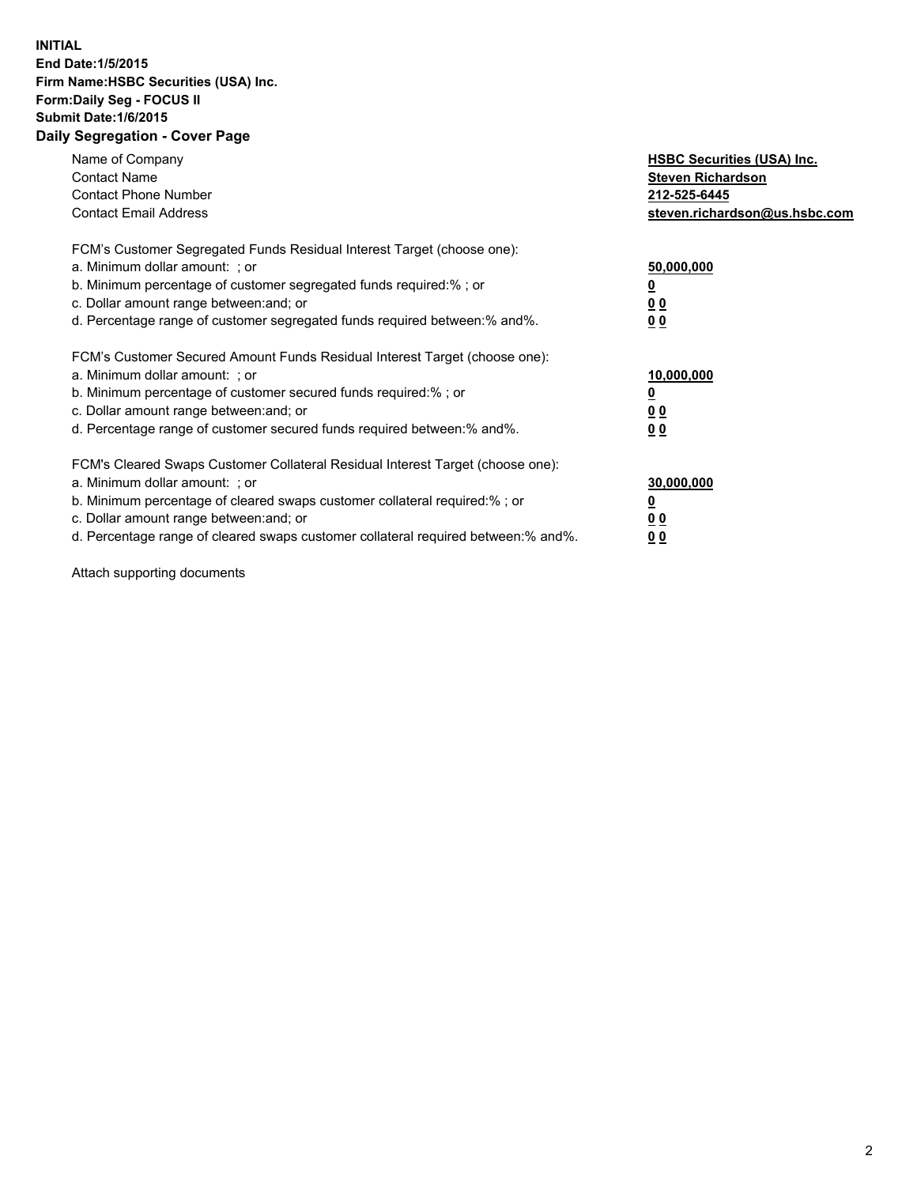**INITIAL**
**End Date:1/5/2015**
**Firm Name:HSBC Securities (USA) Inc.**
**Form:Daily Seg - FOCUS II**
**Submit Date:1/6/2015**

## Daily Segregation - Cover Page

| | |
|---|---|
| Name of Company | **HSBC Securities (USA) Inc.** |
| Contact Name | **Steven Richardson** |
| Contact Phone Number | **212-525-6445** |
| Contact Email Address | **steven.richardson@us.hsbc.com** |

| | |
|---|---|
| FCM's Customer Segregated Funds Residual Interest Target (choose one): | |
| a. Minimum dollar amount: ; or | **50,000,000** |
| b. Minimum percentage of customer segregated funds required:% ; or | **0** |
| c. Dollar amount range between:and; or | **0 0** |
| d. Percentage range of customer segregated funds required between:% and%. | **0 0** |
| FCM's Customer Secured Amount Funds Residual Interest Target (choose one): | |
| a. Minimum dollar amount: ; or | **10,000,000** |
| b. Minimum percentage of customer secured funds required:% ; or | **0** |
| c. Dollar amount range between:and; or | **0 0** |
| d. Percentage range of customer secured funds required between:% and%. | **0 0** |
| FCM's Cleared Swaps Customer Collateral Residual Interest Target (choose one): | |
| a. Minimum dollar amount: ; or | **30,000,000** |
| b. Minimum percentage of cleared swaps customer collateral required:% ; or | **0** |
| c. Dollar amount range between:and; or | **0 0** |
| d. Percentage range of cleared swaps customer collateral required between:% and%. | **0 0** |

Attach supporting documents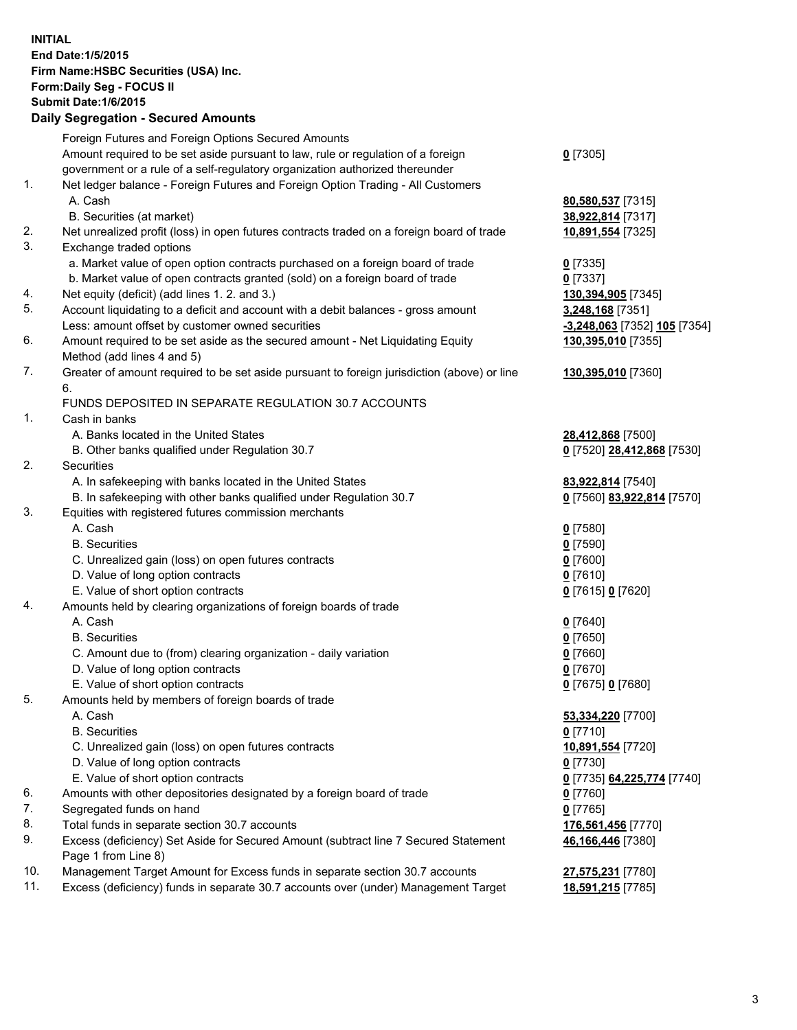**INITIAL**
**End Date:1/5/2015**
**Firm Name:HSBC Securities (USA) Inc.**
**Form:Daily Seg - FOCUS II**
**Submit Date:1/6/2015**

## Daily Segregation - Secured Amounts

| | | |
|---|---|---|
| | Foreign Futures and Foreign Options Secured Amounts | |
| | Amount required to be set aside pursuant to law, rule or regulation of a foreign government or a rule of a self-regulatory organization authorized thereunder | **0** [7305] |
| 1. | Net ledger balance - Foreign Futures and Foreign Option Trading - All Customers | |
| | A. Cash | **80,580,537** [7315] |
| | B. Securities (at market) | **38,922,814** [7317] |
| 2. | Net unrealized profit (loss) in open futures contracts traded on a foreign board of trade | **10,891,554** [7325] |
| 3. | Exchange traded options | |
| | a. Market value of open option contracts purchased on a foreign board of trade | **0** [7335] |
| | b. Market value of open contracts granted (sold) on a foreign board of trade | **0** [7337] |
| 4. | Net equity (deficit) (add lines 1. 2. and 3.) | **130,394,905** [7345] |
| 5. | Account liquidating to a deficit and account with a debit balances - gross amount | **3,248,168** [7351] |
| | Less: amount offset by customer owned securities | **-3,248,063** [7352] **105** [7354] |
| 6. | Amount required to be set aside as the secured amount - Net Liquidating Equity Method (add lines 4 and 5) | **130,395,010** [7355] |
| 7. | Greater of amount required to be set aside pursuant to foreign jurisdiction (above) or line 6. | **130,395,010** [7360] |
| | FUNDS DEPOSITED IN SEPARATE REGULATION 30.7 ACCOUNTS | |
| 1. | Cash in banks | |
| | A. Banks located in the United States | **28,412,868** [7500] |
| | B. Other banks qualified under Regulation 30.7 | **0** [7520] **28,412,868** [7530] |
| 2. | Securities | |
| | A. In safekeeping with banks located in the United States | **83,922,814** [7540] |
| | B. In safekeeping with other banks qualified under Regulation 30.7 | **0** [7560] **83,922,814** [7570] |
| 3. | Equities with registered futures commission merchants | |
| | A. Cash | **0** [7580] |
| | B. Securities | **0** [7590] |
| | C. Unrealized gain (loss) on open futures contracts | **0** [7600] |
| | D. Value of long option contracts | **0** [7610] |
| | E. Value of short option contracts | **0** [7615] **0** [7620] |
| 4. | Amounts held by clearing organizations of foreign boards of trade | |
| | A. Cash | **0** [7640] |
| | B. Securities | **0** [7650] |
| | C. Amount due to (from) clearing organization - daily variation | **0** [7660] |
| | D. Value of long option contracts | **0** [7670] |
| | E. Value of short option contracts | **0** [7675] **0** [7680] |
| 5. | Amounts held by members of foreign boards of trade | |
| | A. Cash | **53,334,220** [7700] |
| | B. Securities | **0** [7710] |
| | C. Unrealized gain (loss) on open futures contracts | **10,891,554** [7720] |
| | D. Value of long option contracts | **0** [7730] |
| | E. Value of short option contracts | **0** [7735] **64,225,774** [7740] |
| 6. | Amounts with other depositories designated by a foreign board of trade | **0** [7760] |
| 7. | Segregated funds on hand | **0** [7765] |
| 8. | Total funds in separate section 30.7 accounts | **176,561,456** [7770] |
| 9. | Excess (deficiency) Set Aside for Secured Amount (subtract line 7 Secured Statement Page 1 from Line 8) | **46,166,446** [7380] |
| 10. | Management Target Amount for Excess funds in separate section 30.7 accounts | **27,575,231** [7780] |
| 11. | Excess (deficiency) funds in separate 30.7 accounts over (under) Management Target | **18,591,215** [7785] |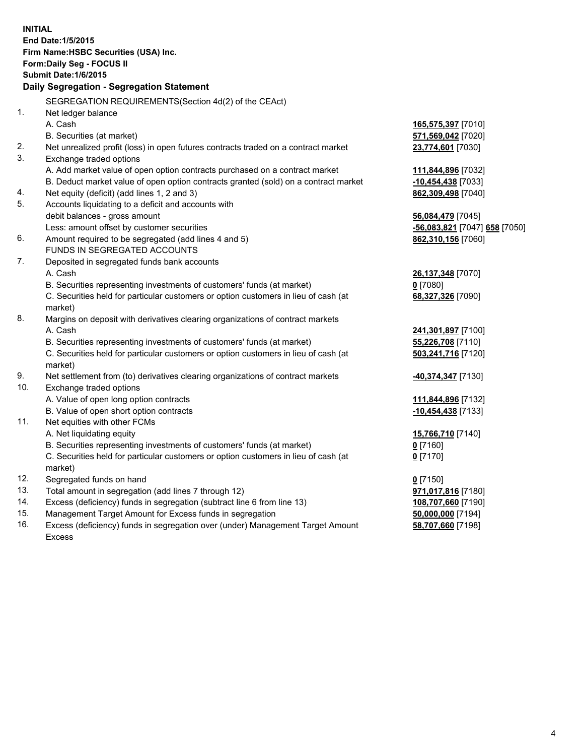**INITIAL**
**End Date:1/5/2015**
**Firm Name:HSBC Securities (USA) Inc.**
**Form:Daily Seg - FOCUS II**
**Submit Date:1/6/2015**

## Daily Segregation - Segregation Statement

SEGREGATION REQUIREMENTS(Section 4d(2) of the CEAct)

| | | |
|---|---|---|
| 1. | Net ledger balance | |
| | A. Cash | **165,575,397** [7010] |
| | B. Securities (at market) | **571,569,042** [7020] |
| 2. | Net unrealized profit (loss) in open futures contracts traded on a contract market | **23,774,601** [7030] |
| 3. | Exchange traded options | |
| | A. Add market value of open option contracts purchased on a contract market | **111,844,896** [7032] |
| | B. Deduct market value of open option contracts granted (sold) on a contract market | **-10,454,438** [7033] |
| 4. | Net equity (deficit) (add lines 1, 2 and 3) | **862,309,498** [7040] |
| 5. | Accounts liquidating to a deficit and accounts with debit balances - gross amount | **56,084,479** [7045] |
| | Less: amount offset by customer securities | **-56,083,821** [7047] **658** [7050] |
| 6. | Amount required to be segregated (add lines 4 and 5) | **862,310,156** [7060] |
| | FUNDS IN SEGREGATED ACCOUNTS | |
| 7. | Deposited in segregated funds bank accounts | |
| | A. Cash | **26,137,348** [7070] |
| | B. Securities representing investments of customers' funds (at market) | **0** [7080] |
| | C. Securities held for particular customers or option customers in lieu of cash (at market) | **68,327,326** [7090] |
| 8. | Margins on deposit with derivatives clearing organizations of contract markets | |
| | A. Cash | **241,301,897** [7100] |
| | B. Securities representing investments of customers' funds (at market) | **55,226,708** [7110] |
| | C. Securities held for particular customers or option customers in lieu of cash (at market) | **503,241,716** [7120] |
| 9. | Net settlement from (to) derivatives clearing organizations of contract markets | **-40,374,347** [7130] |
| 10. | Exchange traded options | |
| | A. Value of open long option contracts | **111,844,896** [7132] |
| | B. Value of open short option contracts | **-10,454,438** [7133] |
| 11. | Net equities with other FCMs | |
| | A. Net liquidating equity | **15,766,710** [7140] |
| | B. Securities representing investments of customers' funds (at market) | **0** [7160] |
| | C. Securities held for particular customers or option customers in lieu of cash (at market) | **0** [7170] |
| 12. | Segregated funds on hand | **0** [7150] |
| 13. | Total amount in segregation (add lines 7 through 12) | **971,017,816** [7180] |
| 14. | Excess (deficiency) funds in segregation (subtract line 6 from line 13) | **108,707,660** [7190] |
| 15. | Management Target Amount for Excess funds in segregation | **50,000,000** [7194] |
| 16. | Excess (deficiency) funds in segregation over (under) Management Target Amount Excess | **58,707,660** [7198] |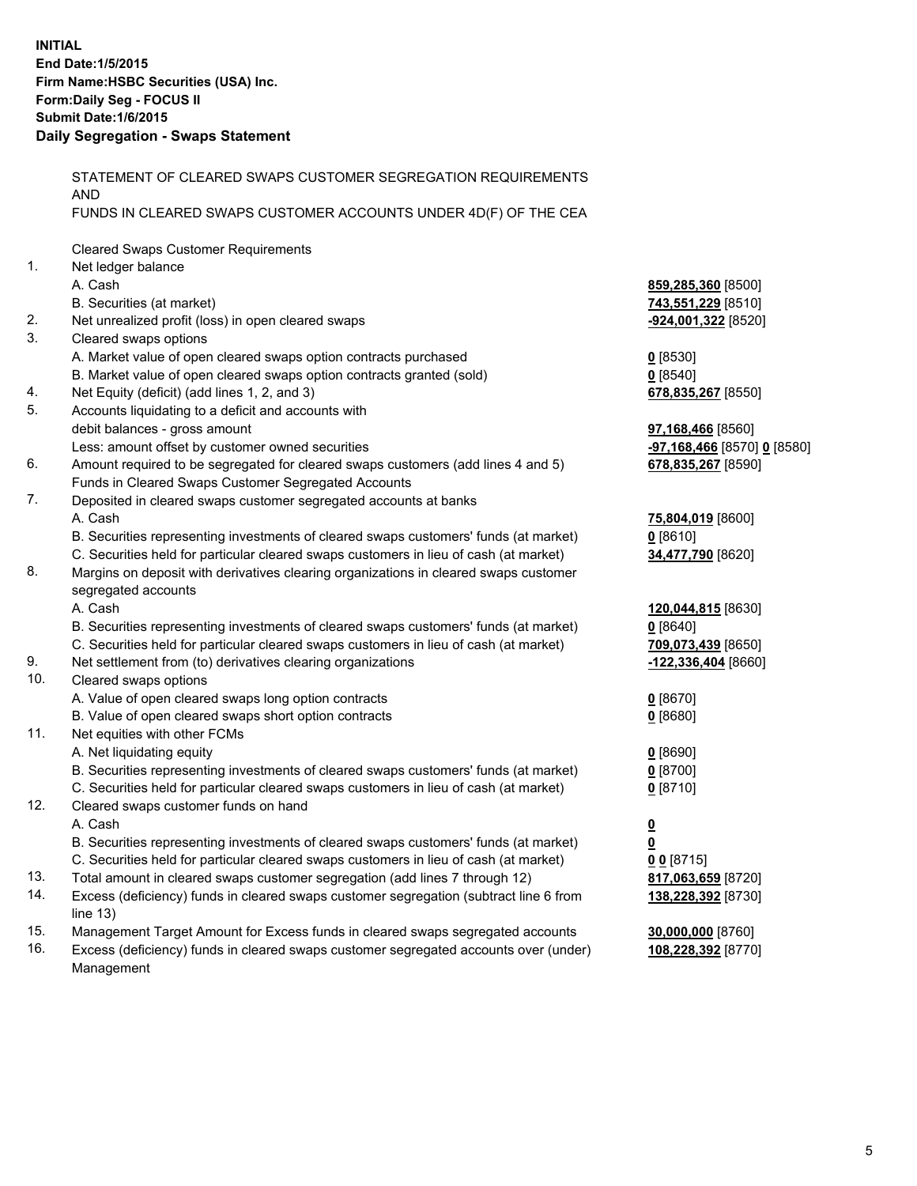**INITIAL**
**End Date:1/5/2015**
**Firm Name:HSBC Securities (USA) Inc.**
**Form:Daily Seg - FOCUS II**
**Submit Date:1/6/2015**
**Daily Segregation - Swaps Statement**

STATEMENT OF CLEARED SWAPS CUSTOMER SEGREGATION REQUIREMENTS AND FUNDS IN CLEARED SWAPS CUSTOMER ACCOUNTS UNDER 4D(F) OF THE CEA

| | | |
|---|---|---|
| | Cleared Swaps Customer Requirements | |
| 1. | Net ledger balance | |
| | A. Cash | **859,285,360** [8500] |
| | B. Securities (at market) | **743,551,229** [8510] |
| 2. | Net unrealized profit (loss) in open cleared swaps | **-924,001,322** [8520] |
| 3. | Cleared swaps options | |
| | A. Market value of open cleared swaps option contracts purchased | **0** [8530] |
| | B. Market value of open cleared swaps option contracts granted (sold) | **0** [8540] |
| 4. | Net Equity (deficit) (add lines 1, 2, and 3) | **678,835,267** [8550] |
| 5. | Accounts liquidating to a deficit and accounts with debit balances - gross amount | **97,168,466** [8560] |
| | Less: amount offset by customer owned securities | **-97,168,466** [8570] **0** [8580] |
| 6. | Amount required to be segregated for cleared swaps customers (add lines 4 and 5) | **678,835,267** [8590] |
| | Funds in Cleared Swaps Customer Segregated Accounts | |
| 7. | Deposited in cleared swaps customer segregated accounts at banks | |
| | A. Cash | **75,804,019** [8600] |
| | B. Securities representing investments of cleared swaps customers' funds (at market) | **0** [8610] |
| | C. Securities held for particular cleared swaps customers in lieu of cash (at market) | **34,477,790** [8620] |
| 8. | Margins on deposit with derivatives clearing organizations in cleared swaps customer segregated accounts | |
| | A. Cash | **120,044,815** [8630] |
| | B. Securities representing investments of cleared swaps customers' funds (at market) | **0** [8640] |
| | C. Securities held for particular cleared swaps customers in lieu of cash (at market) | **709,073,439** [8650] |
| 9. | Net settlement from (to) derivatives clearing organizations | **-122,336,404** [8660] |
| 10. | Cleared swaps options | |
| | A. Value of open cleared swaps long option contracts | **0** [8670] |
| | B. Value of open cleared swaps short option contracts | **0** [8680] |
| 11. | Net equities with other FCMs | |
| | A. Net liquidating equity | **0** [8690] |
| | B. Securities representing investments of cleared swaps customers' funds (at market) | **0** [8700] |
| | C. Securities held for particular cleared swaps customers in lieu of cash (at market) | **0** [8710] |
| 12. | Cleared swaps customer funds on hand | |
| | A. Cash | **0** |
| | B. Securities representing investments of cleared swaps customers' funds (at market) | **0** |
| | C. Securities held for particular cleared swaps customers in lieu of cash (at market) | **0** 0 [8715] |
| 13. | Total amount in cleared swaps customer segregation (add lines 7 through 12) | **817,063,659** [8720] |
| 14. | Excess (deficiency) funds in cleared swaps customer segregation (subtract line 6 from line 13) | **138,228,392** [8730] |
| 15. | Management Target Amount for Excess funds in cleared swaps segregated accounts | **30,000,000** [8760] |
| 16. | Excess (deficiency) funds in cleared swaps customer segregated accounts over (under) Management | **108,228,392** [8770] |